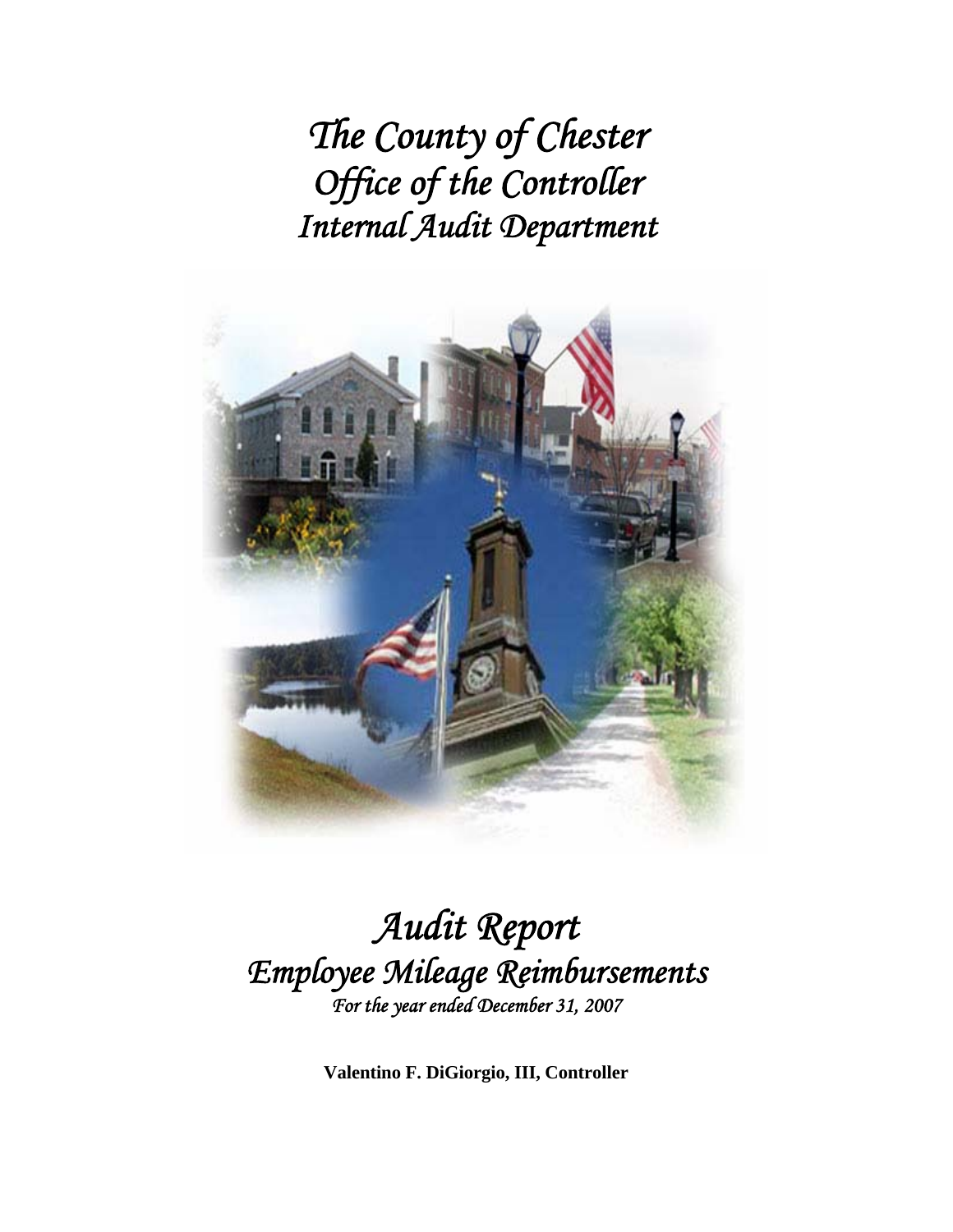# *The County of Chester*
# *Office of the Controller*
# *Internal Audit Department*

# *Audit Report*
# *Employee Mileage Reimbursements*

*For the year ended December 31, 2007*

**Valentino F. DiGiorgio, III, Controller**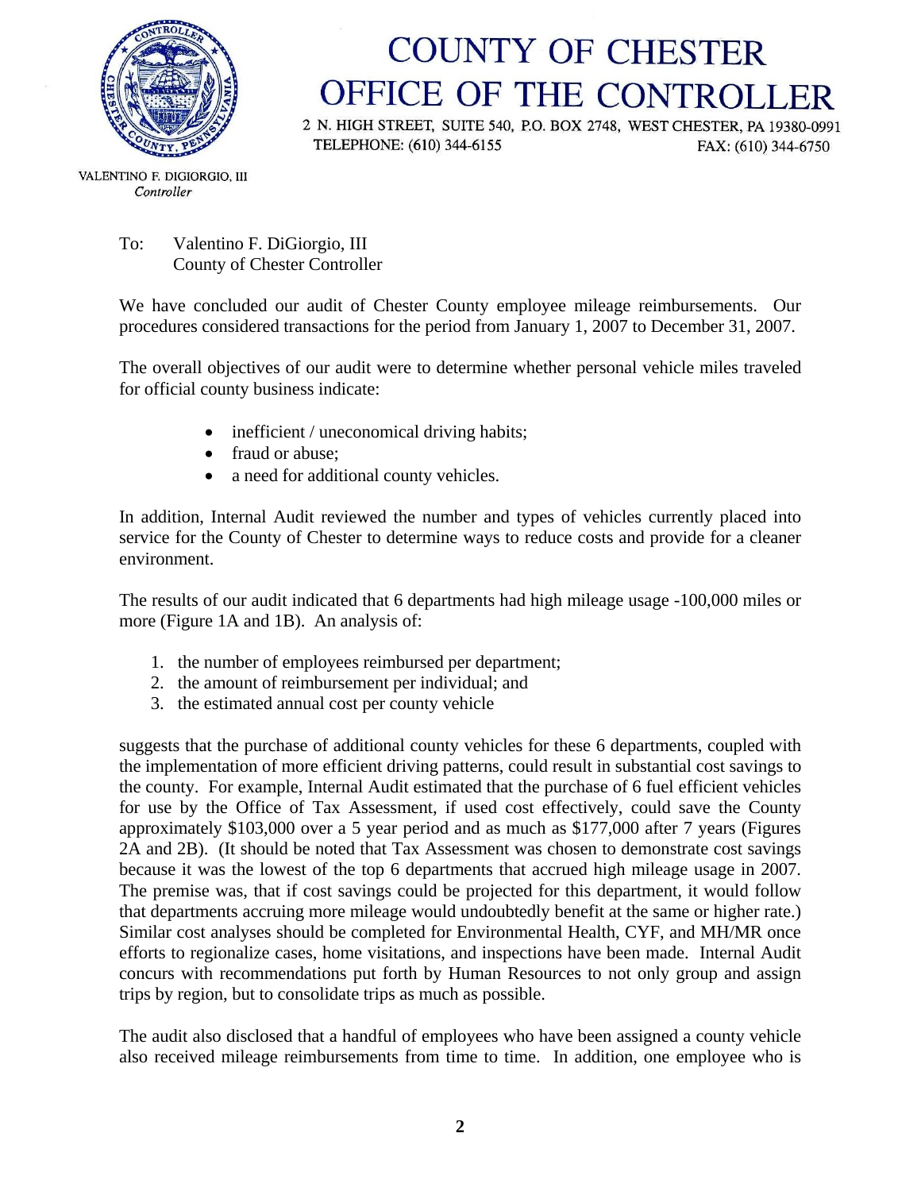# COUNTY OF CHESTER
# OFFICE OF THE CONTROLLER

2 N. HIGH STREET, SUITE 540, P.O. BOX 2748, WEST CHESTER, PA 19380-0991
TELEPHONE: (610) 344-6155 FAX: (610) 344-6750

VALENTINO F. DIGIORGIO, III
*Controller*

To: Valentino F. DiGiorgio, III
County of Chester Controller

We have concluded our audit of Chester County employee mileage reimbursements. Our procedures considered transactions for the period from January 1, 2007 to December 31, 2007.

The overall objectives of our audit were to determine whether personal vehicle miles traveled for official county business indicate:

- inefficient / uneconomical driving habits;
- fraud or abuse;
- a need for additional county vehicles.

In addition, Internal Audit reviewed the number and types of vehicles currently placed into service for the County of Chester to determine ways to reduce costs and provide for a cleaner environment.

The results of our audit indicated that 6 departments had high mileage usage -100,000 miles or more (Figure 1A and 1B). An analysis of:

1. the number of employees reimbursed per department;
2. the amount of reimbursement per individual; and
3. the estimated annual cost per county vehicle

suggests that the purchase of additional county vehicles for these 6 departments, coupled with the implementation of more efficient driving patterns, could result in substantial cost savings to the county. For example, Internal Audit estimated that the purchase of 6 fuel efficient vehicles for use by the Office of Tax Assessment, if used cost effectively, could save the County approximately $103,000 over a 5 year period and as much as $177,000 after 7 years (Figures 2A and 2B). (It should be noted that Tax Assessment was chosen to demonstrate cost savings because it was the lowest of the top 6 departments that accrued high mileage usage in 2007. The premise was, that if cost savings could be projected for this department, it would follow that departments accruing more mileage would undoubtedly benefit at the same or higher rate.) Similar cost analyses should be completed for Environmental Health, CYF, and MH/MR once efforts to regionalize cases, home visitations, and inspections have been made. Internal Audit concurs with recommendations put forth by Human Resources to not only group and assign trips by region, but to consolidate trips as much as possible.

The audit also disclosed that a handful of employees who have been assigned a county vehicle also received mileage reimbursements from time to time. In addition, one employee who is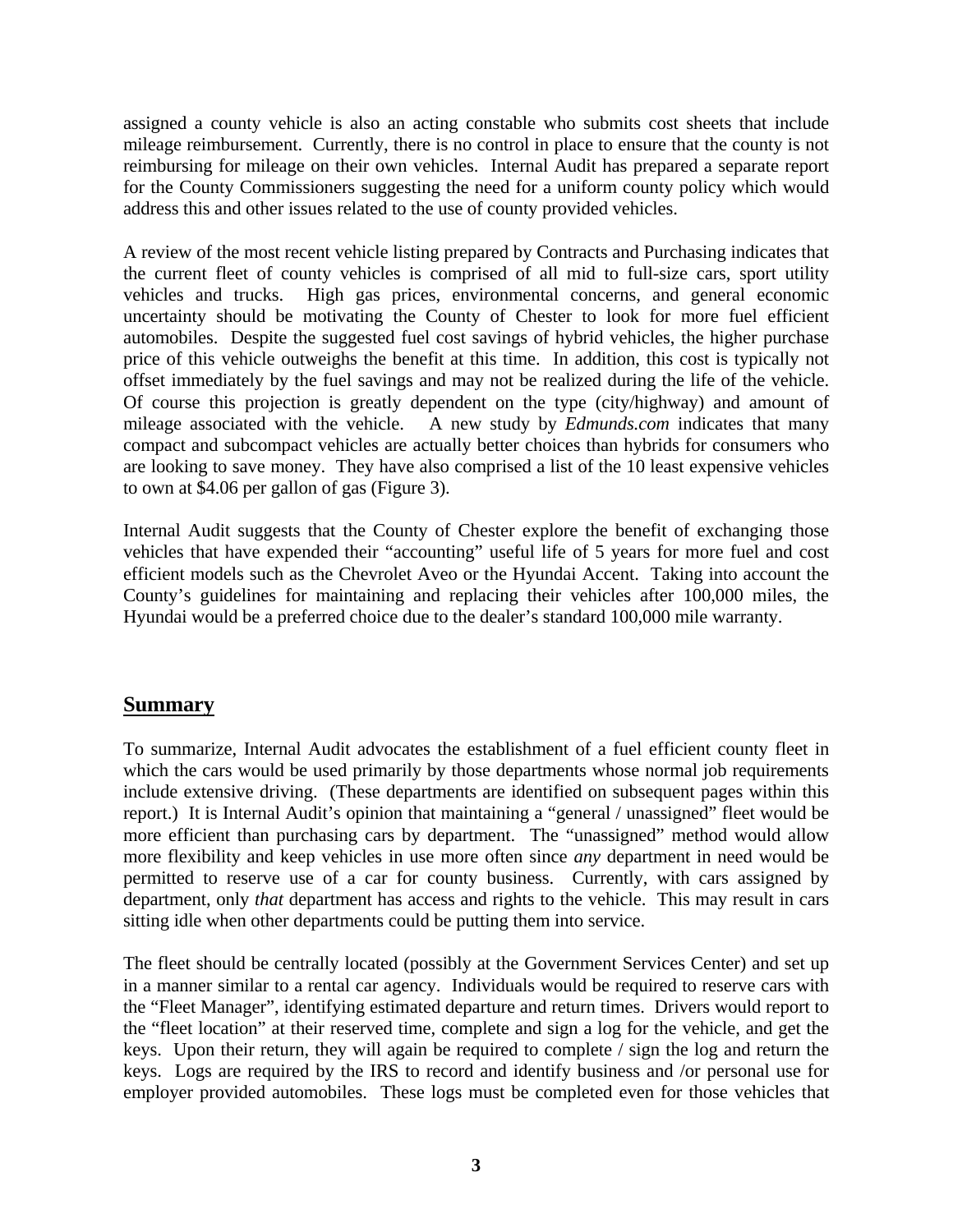assigned a county vehicle is also an acting constable who submits cost sheets that include mileage reimbursement. Currently, there is no control in place to ensure that the county is not reimbursing for mileage on their own vehicles. Internal Audit has prepared a separate report for the County Commissioners suggesting the need for a uniform county policy which would address this and other issues related to the use of county provided vehicles.

A review of the most recent vehicle listing prepared by Contracts and Purchasing indicates that the current fleet of county vehicles is comprised of all mid to full-size cars, sport utility vehicles and trucks. High gas prices, environmental concerns, and general economic uncertainty should be motivating the County of Chester to look for more fuel efficient automobiles. Despite the suggested fuel cost savings of hybrid vehicles, the higher purchase price of this vehicle outweighs the benefit at this time. In addition, this cost is typically not offset immediately by the fuel savings and may not be realized during the life of the vehicle. Of course this projection is greatly dependent on the type (city/highway) and amount of mileage associated with the vehicle. A new study by *Edmunds.com* indicates that many compact and subcompact vehicles are actually better choices than hybrids for consumers who are looking to save money. They have also comprised a list of the 10 least expensive vehicles to own at $4.06 per gallon of gas (Figure 3).

Internal Audit suggests that the County of Chester explore the benefit of exchanging those vehicles that have expended their "accounting" useful life of 5 years for more fuel and cost efficient models such as the Chevrolet Aveo or the Hyundai Accent. Taking into account the County's guidelines for maintaining and replacing their vehicles after 100,000 miles, the Hyundai would be a preferred choice due to the dealer's standard 100,000 mile warranty.

## Summary

To summarize, Internal Audit advocates the establishment of a fuel efficient county fleet in which the cars would be used primarily by those departments whose normal job requirements include extensive driving. (These departments are identified on subsequent pages within this report.) It is Internal Audit's opinion that maintaining a "general / unassigned" fleet would be more efficient than purchasing cars by department. The "unassigned" method would allow more flexibility and keep vehicles in use more often since *any* department in need would be permitted to reserve use of a car for county business. Currently, with cars assigned by department, only *that* department has access and rights to the vehicle. This may result in cars sitting idle when other departments could be putting them into service.

The fleet should be centrally located (possibly at the Government Services Center) and set up in a manner similar to a rental car agency. Individuals would be required to reserve cars with the "Fleet Manager", identifying estimated departure and return times. Drivers would report to the "fleet location" at their reserved time, complete and sign a log for the vehicle, and get the keys. Upon their return, they will again be required to complete / sign the log and return the keys. Logs are required by the IRS to record and identify business and /or personal use for employer provided automobiles. These logs must be completed even for those vehicles that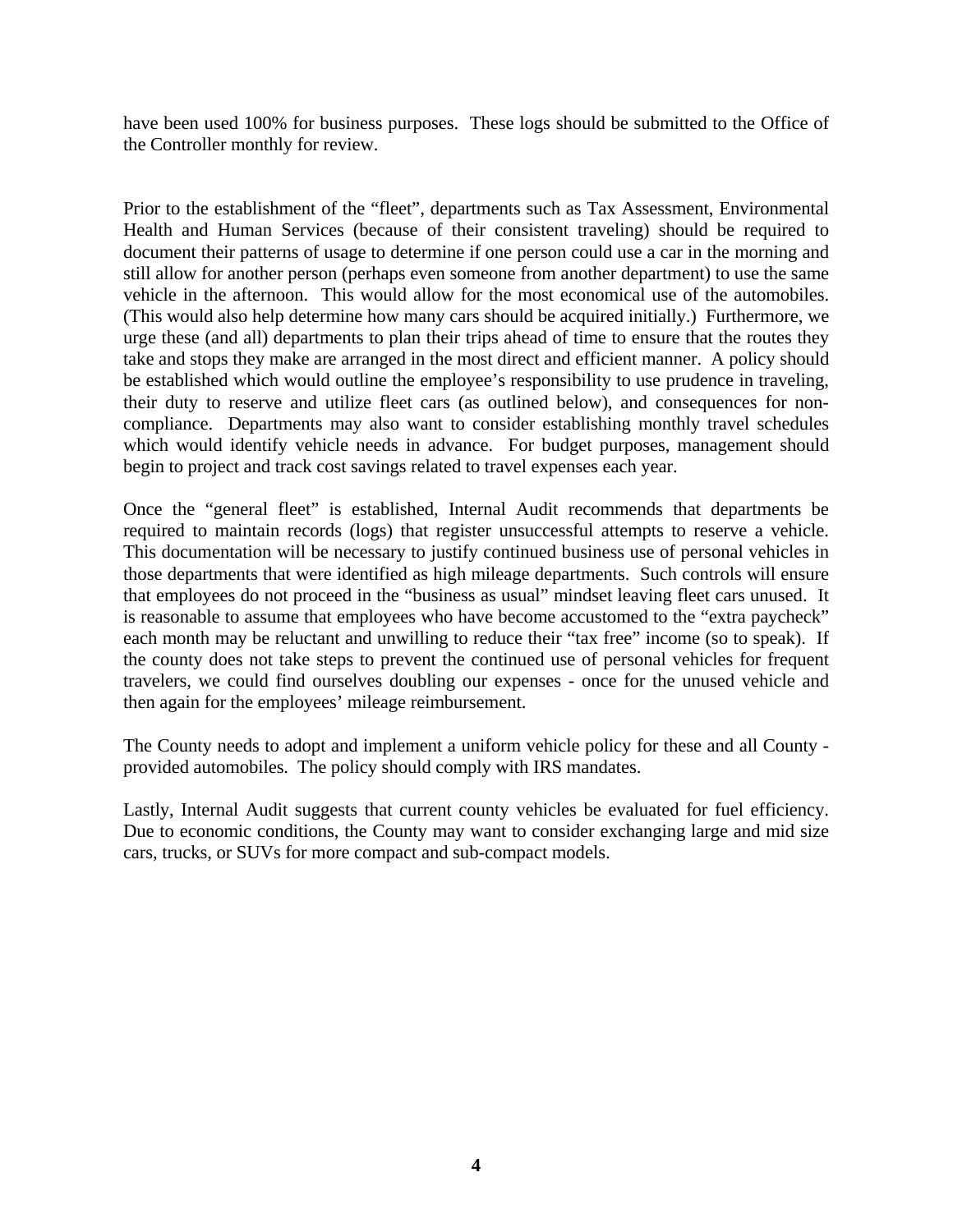have been used 100% for business purposes. These logs should be submitted to the Office of the Controller monthly for review.

Prior to the establishment of the "fleet", departments such as Tax Assessment, Environmental Health and Human Services (because of their consistent traveling) should be required to document their patterns of usage to determine if one person could use a car in the morning and still allow for another person (perhaps even someone from another department) to use the same vehicle in the afternoon. This would allow for the most economical use of the automobiles. (This would also help determine how many cars should be acquired initially.) Furthermore, we urge these (and all) departments to plan their trips ahead of time to ensure that the routes they take and stops they make are arranged in the most direct and efficient manner. A policy should be established which would outline the employee's responsibility to use prudence in traveling, their duty to reserve and utilize fleet cars (as outlined below), and consequences for non-compliance. Departments may also want to consider establishing monthly travel schedules which would identify vehicle needs in advance. For budget purposes, management should begin to project and track cost savings related to travel expenses each year.

Once the "general fleet" is established, Internal Audit recommends that departments be required to maintain records (logs) that register unsuccessful attempts to reserve a vehicle. This documentation will be necessary to justify continued business use of personal vehicles in those departments that were identified as high mileage departments. Such controls will ensure that employees do not proceed in the "business as usual" mindset leaving fleet cars unused. It is reasonable to assume that employees who have become accustomed to the "extra paycheck" each month may be reluctant and unwilling to reduce their "tax free" income (so to speak). If the county does not take steps to prevent the continued use of personal vehicles for frequent travelers, we could find ourselves doubling our expenses - once for the unused vehicle and then again for the employees' mileage reimbursement.

The County needs to adopt and implement a uniform vehicle policy for these and all County - provided automobiles. The policy should comply with IRS mandates.

Lastly, Internal Audit suggests that current county vehicles be evaluated for fuel efficiency. Due to economic conditions, the County may want to consider exchanging large and mid size cars, trucks, or SUVs for more compact and sub-compact models.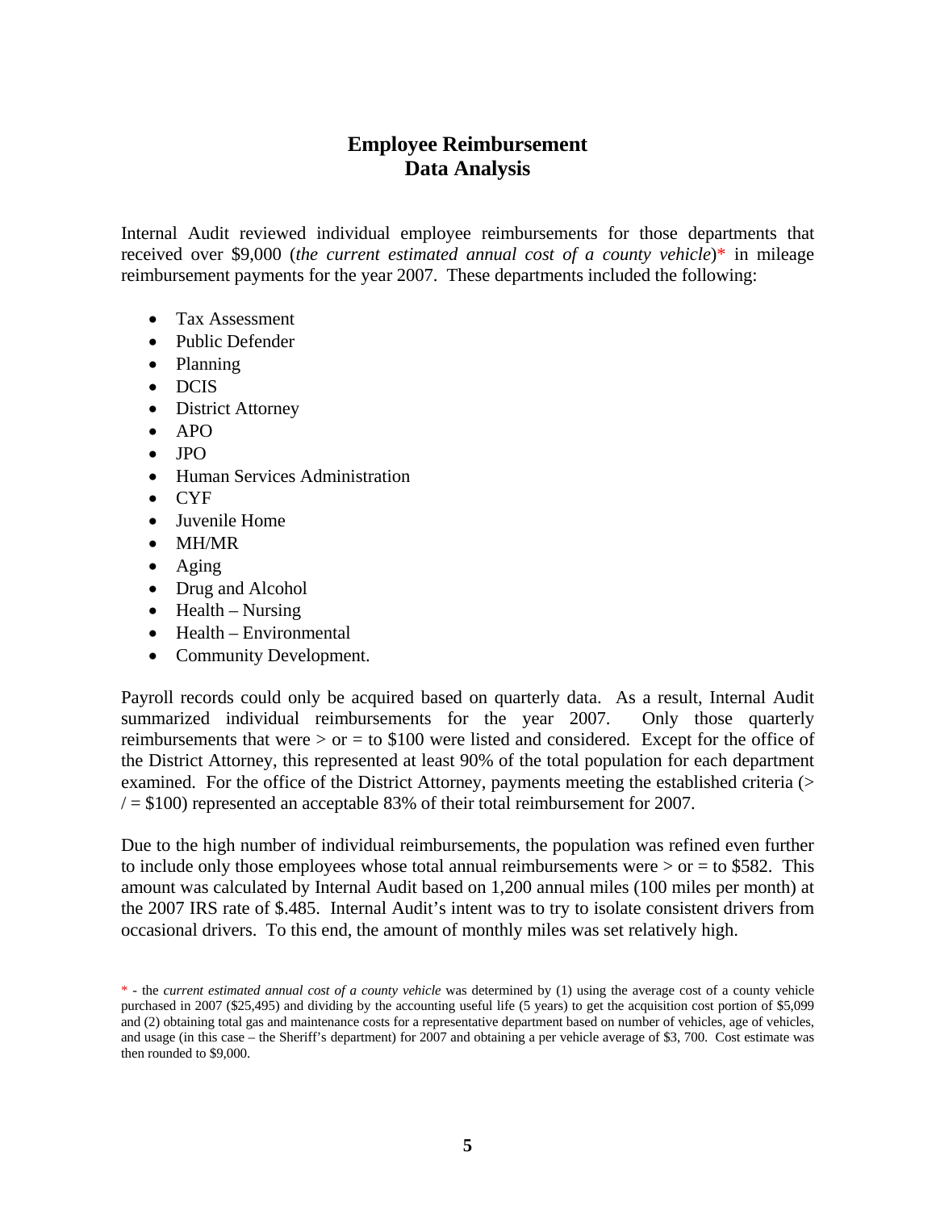## Employee Reimbursement
## Data Analysis

Internal Audit reviewed individual employee reimbursements for those departments that received over $9,000 (*the current estimated annual cost of a county vehicle*)* in mileage reimbursement payments for the year 2007. These departments included the following:

- Tax Assessment
- Public Defender
- Planning
- DCIS
- District Attorney
- APO
- JPO
- Human Services Administration
- CYF
- Juvenile Home
- MH/MR
- Aging
- Drug and Alcohol
- Health – Nursing
- Health – Environmental
- Community Development.

Payroll records could only be acquired based on quarterly data. As a result, Internal Audit summarized individual reimbursements for the year 2007. Only those quarterly reimbursements that were > or = to $100 were listed and considered. Except for the office of the District Attorney, this represented at least 90% of the total population for each department examined. For the office of the District Attorney, payments meeting the established criteria (> / = $100) represented an acceptable 83% of their total reimbursement for 2007.

Due to the high number of individual reimbursements, the population was refined even further to include only those employees whose total annual reimbursements were > or = to $582. This amount was calculated by Internal Audit based on 1,200 annual miles (100 miles per month) at the 2007 IRS rate of $.485. Internal Audit's intent was to try to isolate consistent drivers from occasional drivers. To this end, the amount of monthly miles was set relatively high.

\* - the *current estimated annual cost of a county vehicle* was determined by (1) using the average cost of a county vehicle purchased in 2007 ($25,495) and dividing by the accounting useful life (5 years) to get the acquisition cost portion of $5,099 and (2) obtaining total gas and maintenance costs for a representative department based on number of vehicles, age of vehicles, and usage (in this case – the Sheriff's department) for 2007 and obtaining a per vehicle average of $3, 700. Cost estimate was then rounded to $9,000.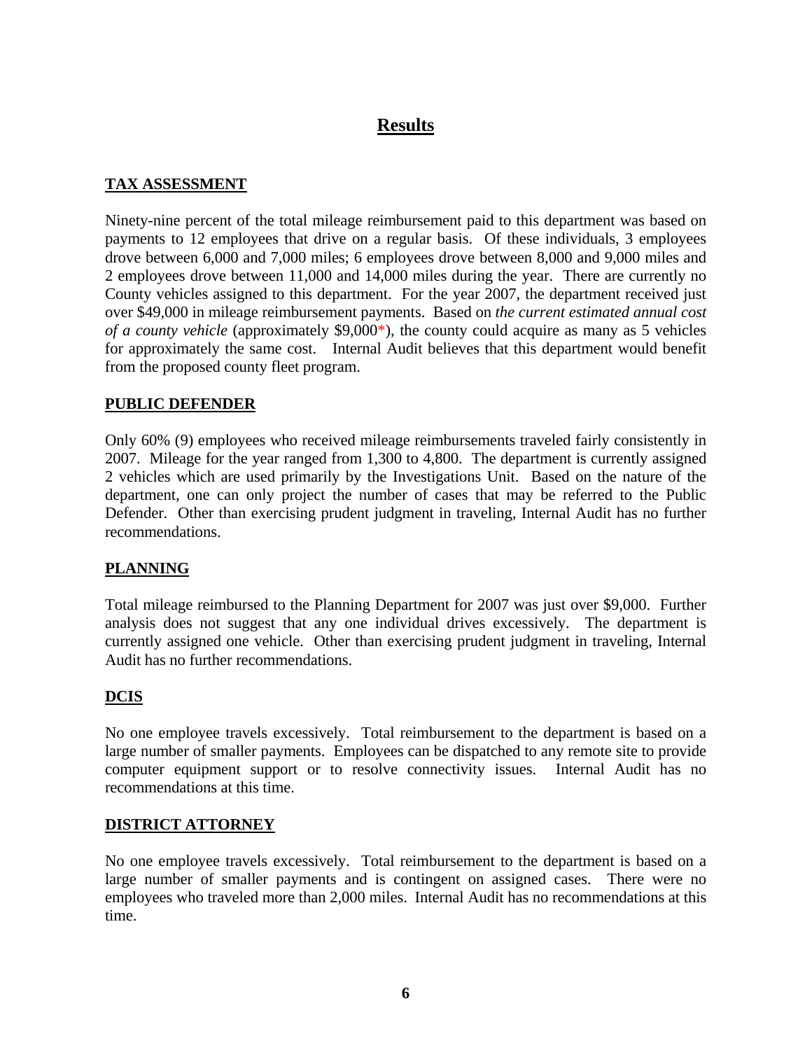# Results

## TAX ASSESSMENT

Ninety-nine percent of the total mileage reimbursement paid to this department was based on payments to 12 employees that drive on a regular basis. Of these individuals, 3 employees drove between 6,000 and 7,000 miles; 6 employees drove between 8,000 and 9,000 miles and 2 employees drove between 11,000 and 14,000 miles during the year. There are currently no County vehicles assigned to this department. For the year 2007, the department received just over $49,000 in mileage reimbursement payments. Based on *the current estimated annual cost of a county vehicle* (approximately $9,000*), the county could acquire as many as 5 vehicles for approximately the same cost. Internal Audit believes that this department would benefit from the proposed county fleet program.

## PUBLIC DEFENDER

Only 60% (9) employees who received mileage reimbursements traveled fairly consistently in 2007. Mileage for the year ranged from 1,300 to 4,800. The department is currently assigned 2 vehicles which are used primarily by the Investigations Unit. Based on the nature of the department, one can only project the number of cases that may be referred to the Public Defender. Other than exercising prudent judgment in traveling, Internal Audit has no further recommendations.

## PLANNING

Total mileage reimbursed to the Planning Department for 2007 was just over $9,000. Further analysis does not suggest that any one individual drives excessively. The department is currently assigned one vehicle. Other than exercising prudent judgment in traveling, Internal Audit has no further recommendations.

## DCIS

No one employee travels excessively. Total reimbursement to the department is based on a large number of smaller payments. Employees can be dispatched to any remote site to provide computer equipment support or to resolve connectivity issues. Internal Audit has no recommendations at this time.

## DISTRICT ATTORNEY

No one employee travels excessively. Total reimbursement to the department is based on a large number of smaller payments and is contingent on assigned cases. There were no employees who traveled more than 2,000 miles. Internal Audit has no recommendations at this time.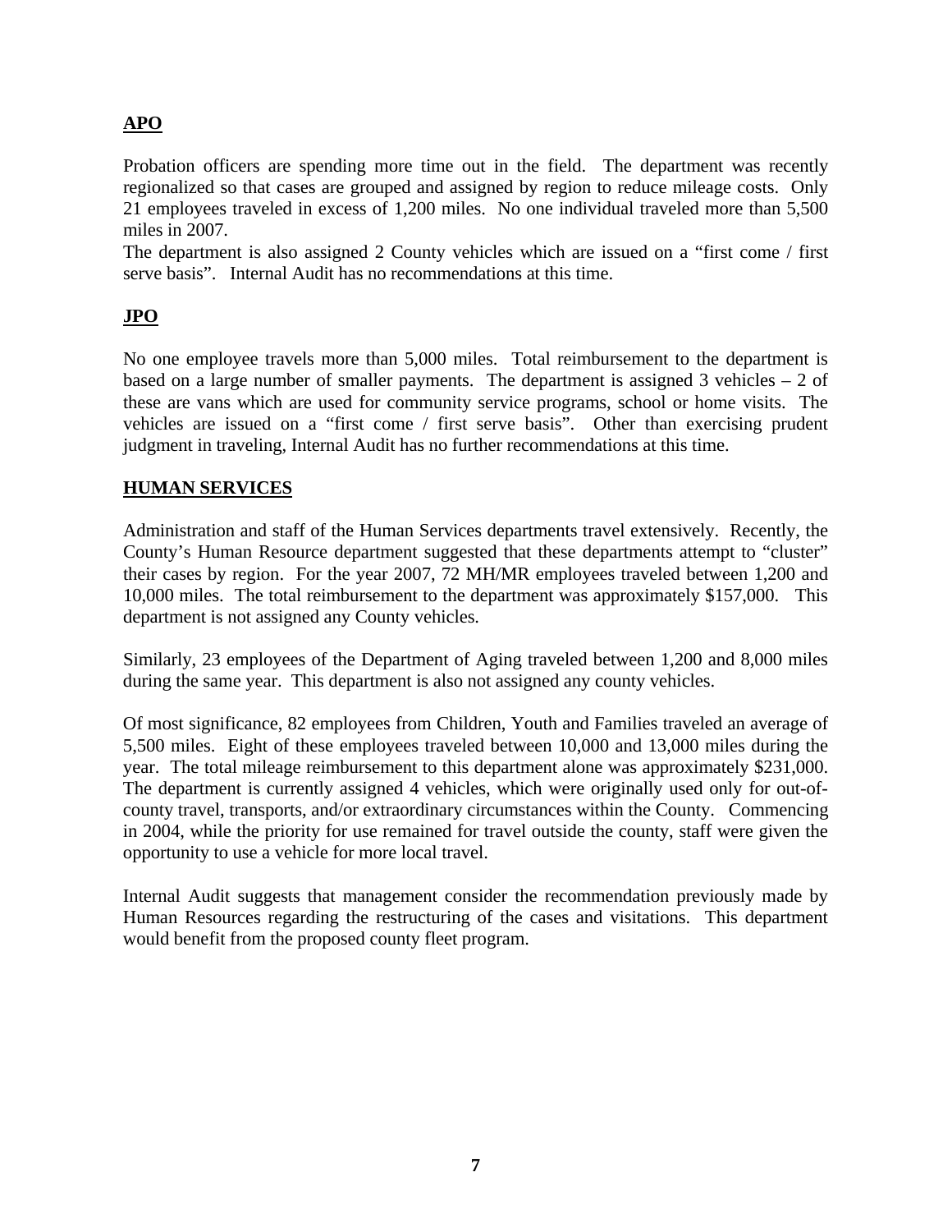## APO

Probation officers are spending more time out in the field. The department was recently regionalized so that cases are grouped and assigned by region to reduce mileage costs. Only 21 employees traveled in excess of 1,200 miles. No one individual traveled more than 5,500 miles in 2007.
The department is also assigned 2 County vehicles which are issued on a "first come / first serve basis". Internal Audit has no recommendations at this time.

## JPO

No one employee travels more than 5,000 miles. Total reimbursement to the department is based on a large number of smaller payments. The department is assigned 3 vehicles – 2 of these are vans which are used for community service programs, school or home visits. The vehicles are issued on a "first come / first serve basis". Other than exercising prudent judgment in traveling, Internal Audit has no further recommendations at this time.

## HUMAN SERVICES

Administration and staff of the Human Services departments travel extensively. Recently, the County's Human Resource department suggested that these departments attempt to "cluster" their cases by region. For the year 2007, 72 MH/MR employees traveled between 1,200 and 10,000 miles. The total reimbursement to the department was approximately $157,000. This department is not assigned any County vehicles.

Similarly, 23 employees of the Department of Aging traveled between 1,200 and 8,000 miles during the same year. This department is also not assigned any county vehicles.

Of most significance, 82 employees from Children, Youth and Families traveled an average of 5,500 miles. Eight of these employees traveled between 10,000 and 13,000 miles during the year. The total mileage reimbursement to this department alone was approximately $231,000. The department is currently assigned 4 vehicles, which were originally used only for out-of-county travel, transports, and/or extraordinary circumstances within the County. Commencing in 2004, while the priority for use remained for travel outside the county, staff were given the opportunity to use a vehicle for more local travel.

Internal Audit suggests that management consider the recommendation previously made by Human Resources regarding the restructuring of the cases and visitations. This department would benefit from the proposed county fleet program.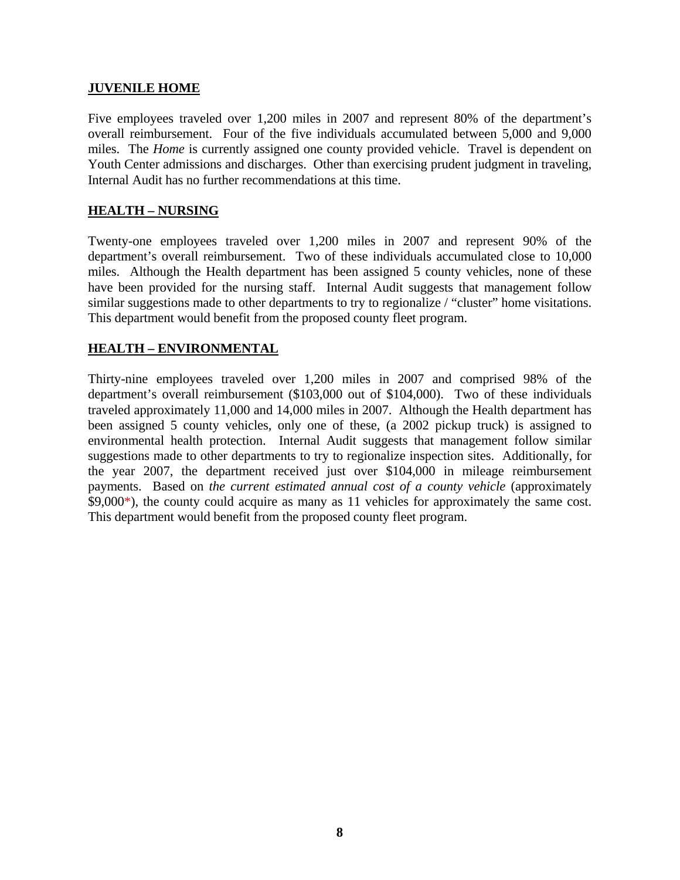## **JUVENILE HOME**

Five employees traveled over 1,200 miles in 2007 and represent 80% of the department's overall reimbursement. Four of the five individuals accumulated between 5,000 and 9,000 miles. The *Home* is currently assigned one county provided vehicle. Travel is dependent on Youth Center admissions and discharges. Other than exercising prudent judgment in traveling, Internal Audit has no further recommendations at this time.

## **HEALTH – NURSING**

Twenty-one employees traveled over 1,200 miles in 2007 and represent 90% of the department's overall reimbursement. Two of these individuals accumulated close to 10,000 miles. Although the Health department has been assigned 5 county vehicles, none of these have been provided for the nursing staff. Internal Audit suggests that management follow similar suggestions made to other departments to try to regionalize / "cluster" home visitations. This department would benefit from the proposed county fleet program.

## **HEALTH – ENVIRONMENTAL**

Thirty-nine employees traveled over 1,200 miles in 2007 and comprised 98% of the department's overall reimbursement ($103,000 out of $104,000). Two of these individuals traveled approximately 11,000 and 14,000 miles in 2007. Although the Health department has been assigned 5 county vehicles, only one of these, (a 2002 pickup truck) is assigned to environmental health protection. Internal Audit suggests that management follow similar suggestions made to other departments to try to regionalize inspection sites. Additionally, for the year 2007, the department received just over $104,000 in mileage reimbursement payments. Based on *the current estimated annual cost of a county vehicle* (approximately $9,000*), the county could acquire as many as 11 vehicles for approximately the same cost. This department would benefit from the proposed county fleet program.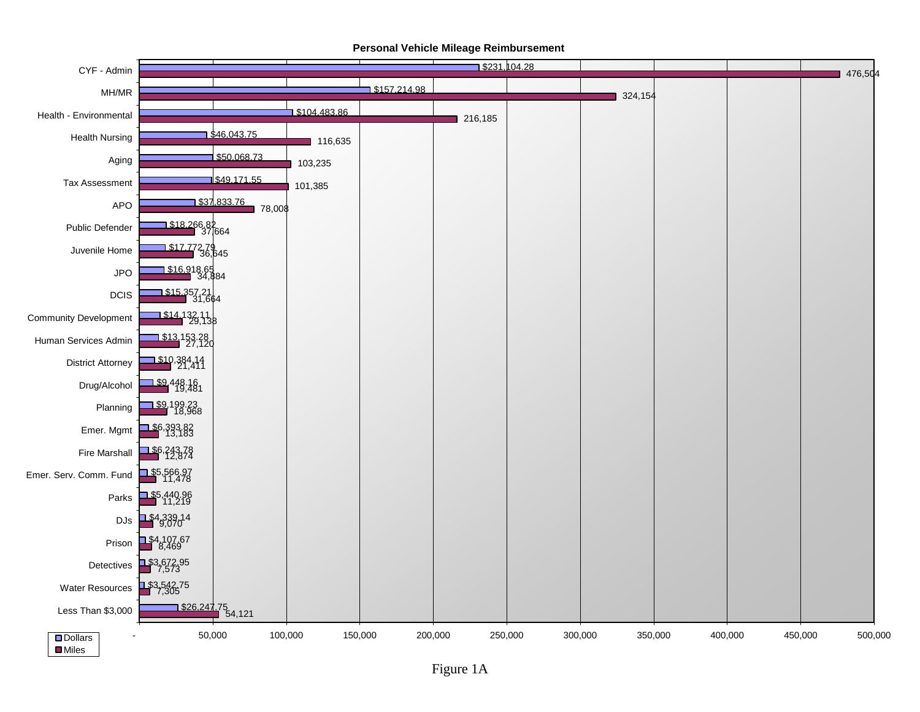**Personal Vehicle Mileage Reimbursement**

| Department | Dollars | Miles |
|---|---|---|
| CYF - Admin | $231,104.28 | 476,504 |
| MH/MR | $157,214.98 | 324,154 |
| Health - Environmental | $104,483.86 | 216,185 |
| Health Nursing | $46,043.75 | 116,635 |
| Aging | $50,068.73 | 103,235 |
| Tax Assessment | $49,171.55 | 101,385 |
| APO | $37,833.76 | 78,008 |
| Public Defender | $18,266.82 | 37,664 |
| Juvenile Home | $17,772.79 | 36,645 |
| JPO | $16,918.65 | 34,884 |
| DCIS | $15,357.21 | 31,664 |
| Community Development | $14,132.11 | 29,138 |
| Human Services Admin | $13,153.28 | 27,120 |
| District Attorney | $10,384.14 | 21,411 |
| Drug/Alcohol | $9,448.16 | 19,481 |
| Planning | $9,199.23 | 18,968 |
| Emer. Mgmt | $6,393.82 | 13,183 |
| Fire Marshall | $6,243.78 | 12,874 |
| Emer. Serv. Comm. Fund | $5,566.97 | 11,478 |
| Parks | $5,440.96 | 11,219 |
| DJs | $4,339.14 | 9,070 |
| Prison | $4,107.67 | 8,469 |
| Detectives | $3,672.95 | 7,573 |
| Water Resources | $3,542.75 | 7,305 |
| Less Than $3,000 | $26,247.75 | 54,121 |

Figure 1A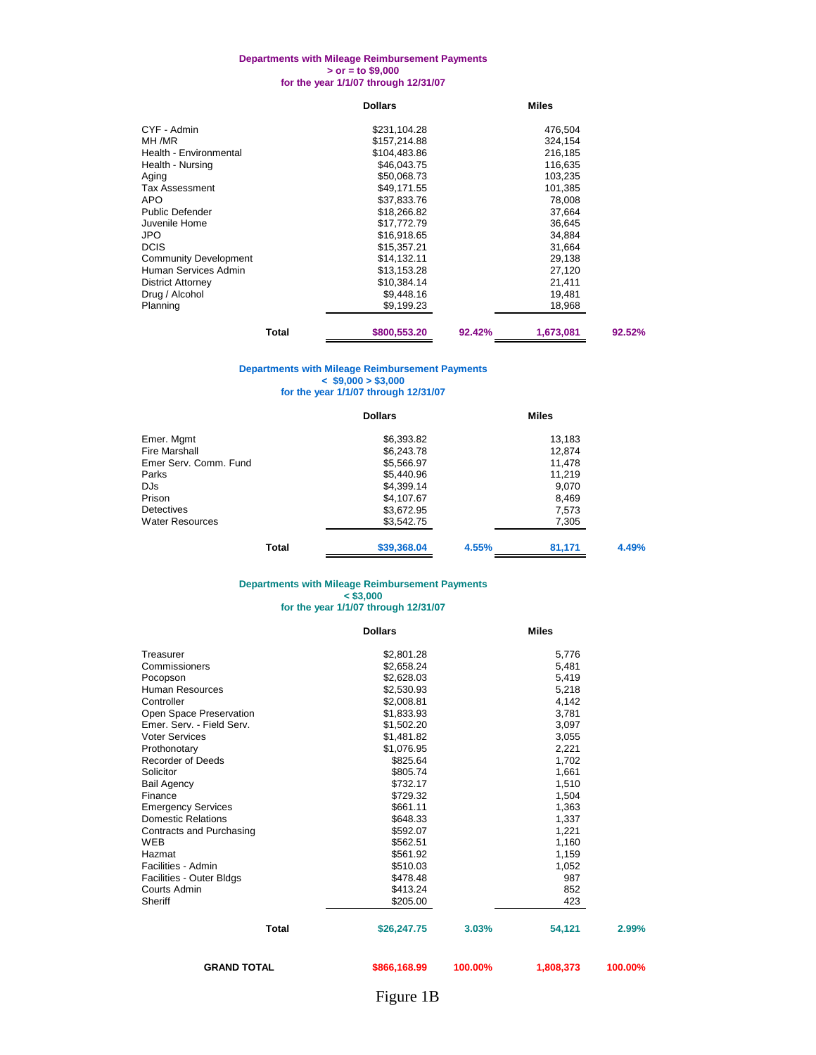**Departments with Mileage Reimbursement Payments**
**> or = to $9,000**
**for the year 1/1/07 through 12/31/07**

| | Dollars | | Miles | |
|---|---|---|---|---|
| CYF - Admin | $231,104.28 | | 476,504 | |
| MH /MR | $157,214.88 | | 324,154 | |
| Health - Environmental | $104,483.86 | | 216,185 | |
| Health - Nursing | $46,043.75 | | 116,635 | |
| Aging | $50,068.73 | | 103,235 | |
| Tax Assessment | $49,171.55 | | 101,385 | |
| APO | $37,833.76 | | 78,008 | |
| Public Defender | $18,266.82 | | 37,664 | |
| Juvenile Home | $17,772.79 | | 36,645 | |
| JPO | $16,918.65 | | 34,884 | |
| DCIS | $15,357.21 | | 31,664 | |
| Community Development | $14,132.11 | | 29,138 | |
| Human Services Admin | $13,153.28 | | 27,120 | |
| District Attorney | $10,384.14 | | 21,411 | |
| Drug / Alcohol | $9,448.16 | | 19,481 | |
| Planning | $9,199.23 | | 18,968 | |
| **Total** | **$800,553.20** | **92.42%** | **1,673,081** | **92.52%** |

**Departments with Mileage Reimbursement Payments**
**< $9,000 > $3,000**
**for the year 1/1/07 through 12/31/07**

| | Dollars | | Miles | |
|---|---|---|---|---|
| Emer. Mgmt | $6,393.82 | | 13,183 | |
| Fire Marshall | $6,243.78 | | 12,874 | |
| Emer Serv. Comm. Fund | $5,566.97 | | 11,478 | |
| Parks | $5,440.96 | | 11,219 | |
| DJs | $4,399.14 | | 9,070 | |
| Prison | $4,107.67 | | 8,469 | |
| Detectives | $3,672.95 | | 7,573 | |
| Water Resources | $3,542.75 | | 7,305 | |
| **Total** | **$39,368.04** | **4.55%** | **81,171** | **4.49%** |

**Departments with Mileage Reimbursement Payments**
**< $3,000**
**for the year 1/1/07 through 12/31/07**

| | Dollars | | Miles | |
|---|---|---|---|---|
| Treasurer | $2,801.28 | | 5,776 | |
| Commissioners | $2,658.24 | | 5,481 | |
| Pocopson | $2,628.03 | | 5,419 | |
| Human Resources | $2,530.93 | | 5,218 | |
| Controller | $2,008.81 | | 4,142 | |
| Open Space Preservation | $1,833.93 | | 3,781 | |
| Emer. Serv. - Field Serv. | $1,502.20 | | 3,097 | |
| Voter Services | $1,481.82 | | 3,055 | |
| Prothonotary | $1,076.95 | | 2,221 | |
| Recorder of Deeds | $825.64 | | 1,702 | |
| Solicitor | $805.74 | | 1,661 | |
| Bail Agency | $732.17 | | 1,510 | |
| Finance | $729.32 | | 1,504 | |
| Emergency Services | $661.11 | | 1,363 | |
| Domestic Relations | $648.33 | | 1,337 | |
| Contracts and Purchasing | $592.07 | | 1,221 | |
| WEB | $562.51 | | 1,160 | |
| Hazmat | $561.92 | | 1,159 | |
| Facilities - Admin | $510.03 | | 1,052 | |
| Facilities - Outer Bldgs | $478.48 | | 987 | |
| Courts Admin | $413.24 | | 852 | |
| Sheriff | $205.00 | | 423 | |
| **Total** | **$26,247.75** | **3.03%** | **54,121** | **2.99%** |
| **GRAND TOTAL** | **$866,168.99** | **100.00%** | **1,808,373** | **100.00%** |

Figure 1B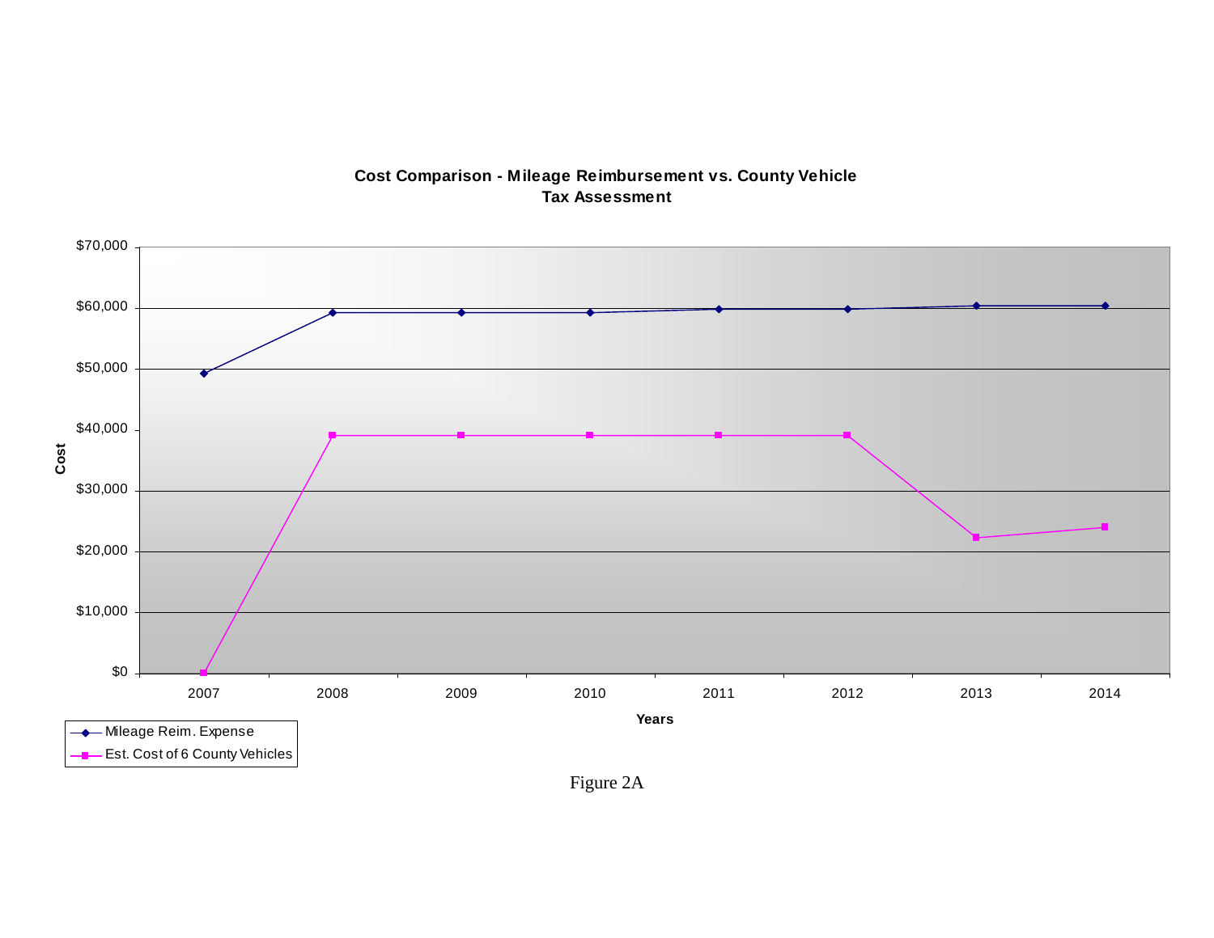**Cost Comparison - Mileage Reimbursement vs. County Vehicle Tax Assessment**

Figure 2A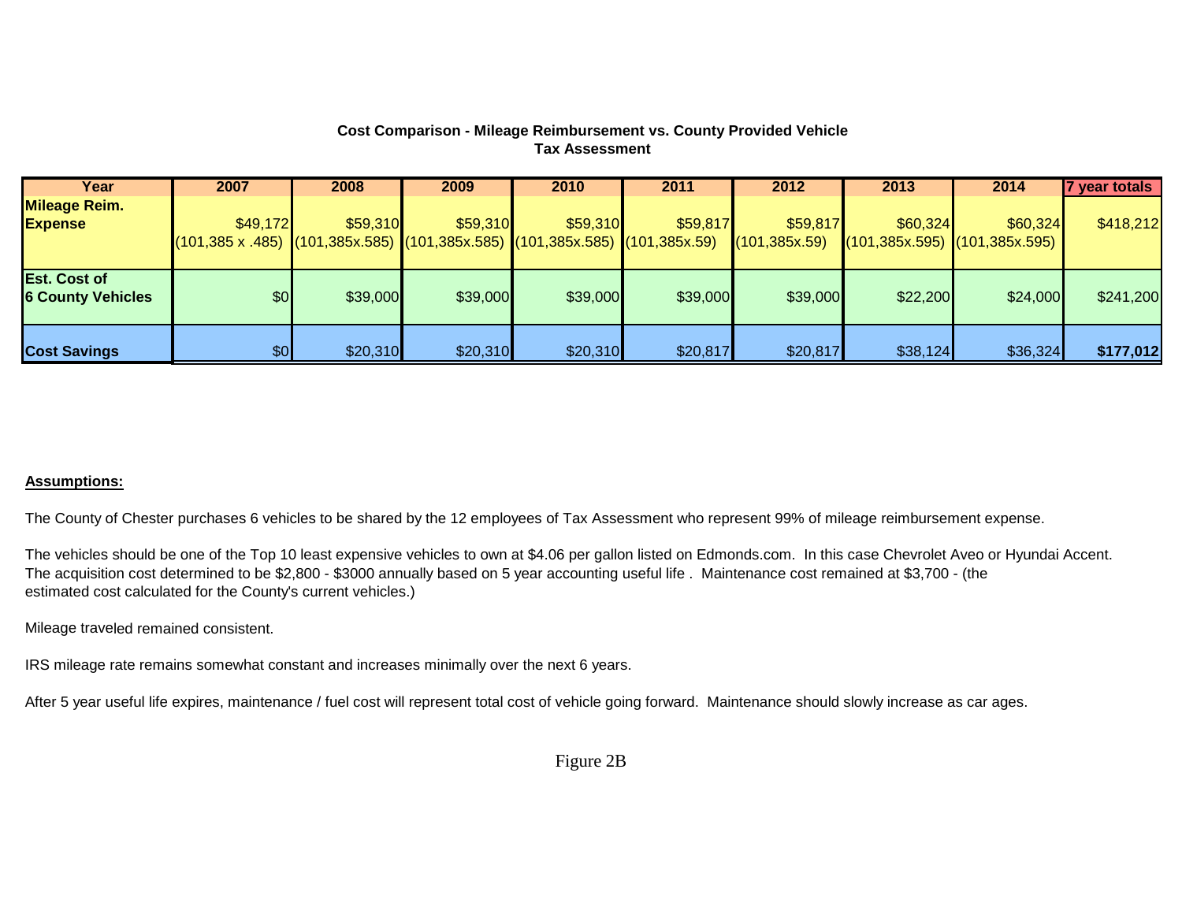**Cost Comparison - Mileage Reimbursement vs. County Provided Vehicle**
**Tax Assessment**

| Year | 2007 | 2008 | 2009 | 2010 | 2011 | 2012 | 2013 | 2014 | 7 year totals |
|---|---|---|---|---|---|---|---|---|---|
| **Mileage Reim. Expense** | $49,172 (101,385 x .485) | $59,310 (101,385x.585) | $59,310 (101,385x.585) | $59,310 (101,385x.585) | $59,817 (101,385x.59) | $59,817 (101,385x.59) | $60,324 (101,385x.595) | $60,324 (101,385x.595) | $418,212 |
| **Est. Cost of 6 County Vehicles** | $0 | $39,000 | $39,000 | $39,000 | $39,000 | $39,000 | $22,200 | $24,000 | $241,200 |
| **Cost Savings** | $0 | $20,310 | $20,310 | $20,310 | $20,817 | $20,817 | $38,124 | $36,324 | **$177,012** |

**Assumptions:**

The County of Chester purchases 6 vehicles to be shared by the 12 employees of Tax Assessment who represent 99% of mileage reimbursement expense.

The vehicles should be one of the Top 10 least expensive vehicles to own at $4.06 per gallon listed on Edmonds.com. In this case Chevrolet Aveo or Hyundai Accent. The acquisition cost determined to be $2,800 - $3000 annually based on 5 year accounting useful life . Maintenance cost remained at $3,700 - (the estimated cost calculated for the County's current vehicles.)

Mileage traveled remained consistent.

IRS mileage rate remains somewhat constant and increases minimally over the next 6 years.

After 5 year useful life expires, maintenance / fuel cost will represent total cost of vehicle going forward. Maintenance should slowly increase as car ages.

Figure 2B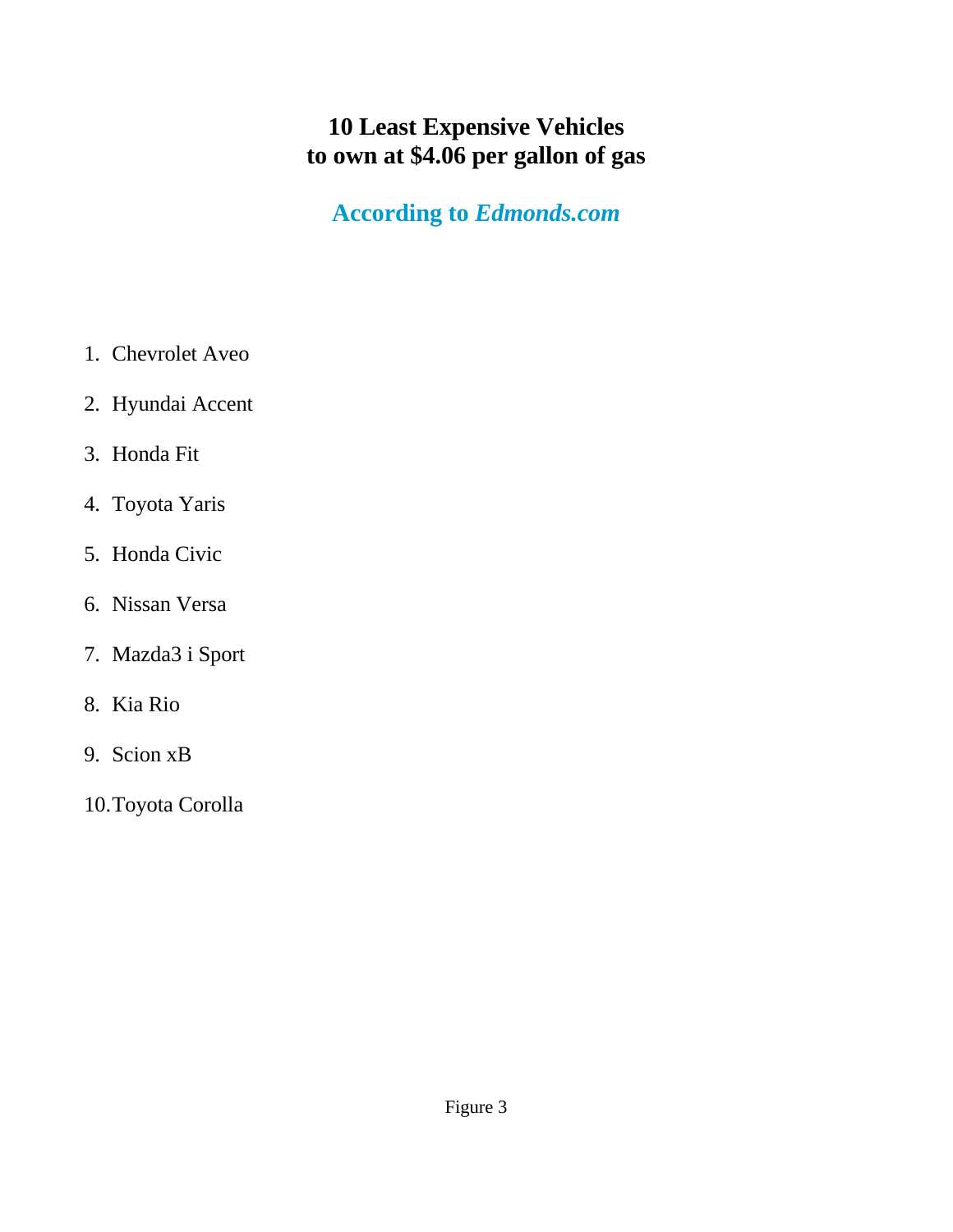# 10 Least Expensive Vehicles to own at $4.06 per gallon of gas

## According to *Edmonds.com*

1. Chevrolet Aveo
2. Hyundai Accent
3. Honda Fit
4. Toyota Yaris
5. Honda Civic
6. Nissan Versa
7. Mazda3 i Sport
8. Kia Rio
9. Scion xB
10. Toyota Corolla

Figure 3